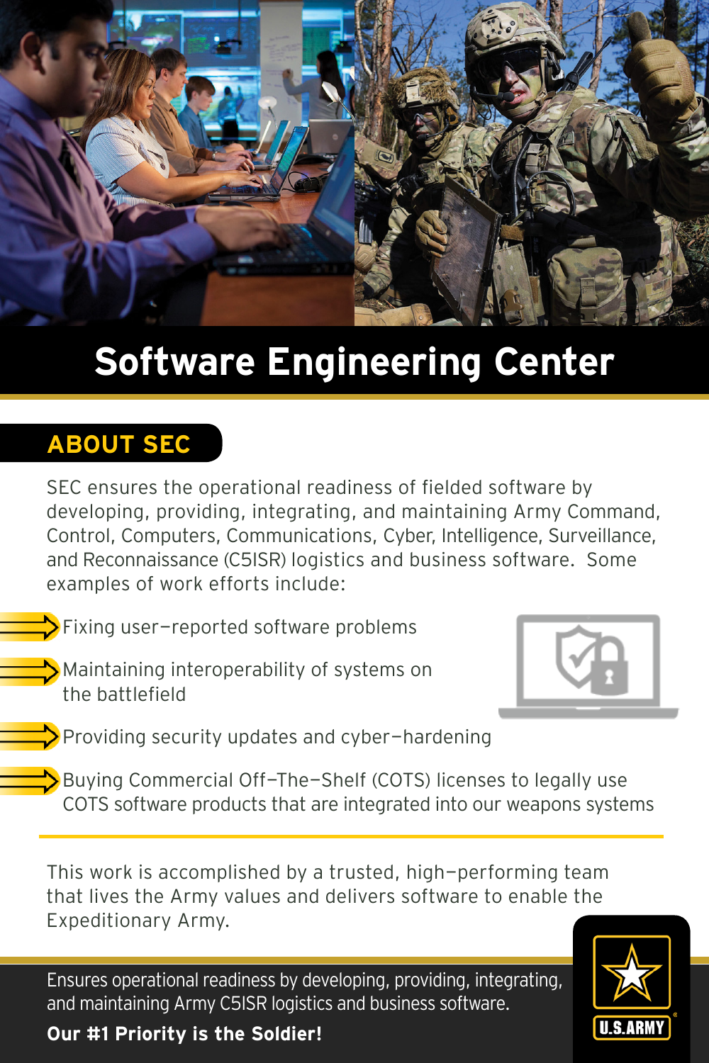# Software Engineering Center

## ABOUT SEC

SEC ensures the operational readiness of fielded software by developing, providing, integrating, and maintaining Army Command, Control, Computers, Communications, Cyber, Intelligence, Surveillance, and Reconnaissance (C5ISR) logistics and business software. Some examples of work efforts include:

- Fixing user–reported software problems
- Maintaining interoperability of systems on the battlefield
- Providing security updates and cyber–hardening
- Buying Commercial Off–The–Shelf (COTS) licenses to legally use COTS software products that are integrated into our weapons systems

This work is accomplished by a trusted, high–performing team that lives the Army values and delivers software to enable the Expeditionary Army.

Ensures operational readiness by developing, providing, integrating, and maintaining Army C5ISR logistics and business software.

**Our #1 Priority is the Soldier!**

U.S. ARMY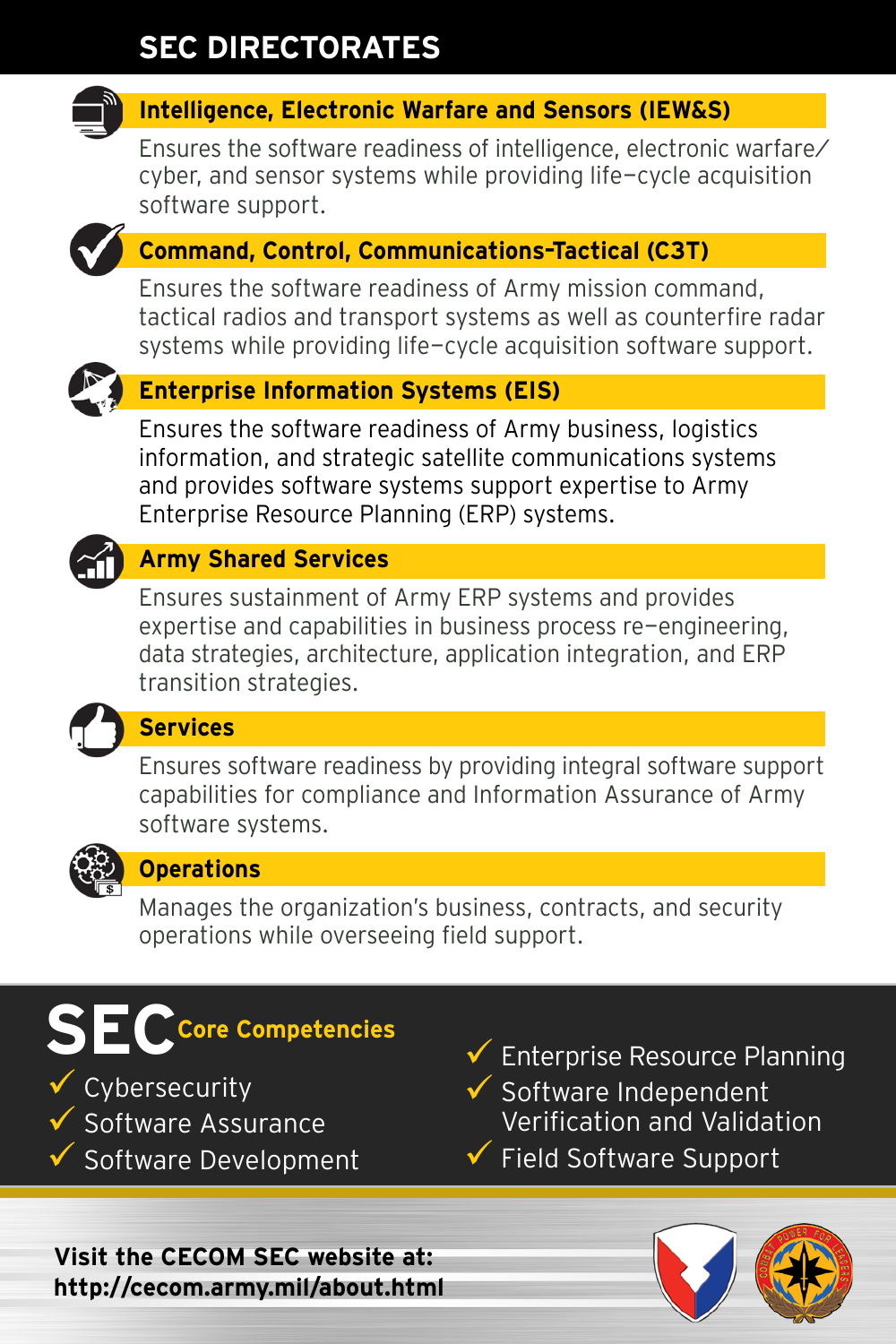# SEC DIRECTORATES

## Intelligence, Electronic Warfare and Sensors (IEW&S)

Ensures the software readiness of intelligence, electronic warfare/cyber, and sensor systems while providing life–cycle acquisition software support.

## Command, Control, Communications-Tactical (C3T)

Ensures the software readiness of Army mission command, tactical radios and transport systems as well as counterfire radar systems while providing life–cycle acquisition software support.

## Enterprise Information Systems (EIS)

Ensures the software readiness of Army business, logistics information, and strategic satellite communications systems and provides software systems support expertise to Army Enterprise Resource Planning (ERP) systems.

## Army Shared Services

Ensures sustainment of Army ERP systems and provides expertise and capabilities in business process re–engineering, data strategies, architecture, application integration, and ERP transition strategies.

## Services

Ensures software readiness by providing integral software support capabilities for compliance and Information Assurance of Army software systems.

## Operations

Manages the organization's business, contracts, and security operations while overseeing field support.

## SEC Core Competencies

- ✓ Cybersecurity
- ✓ Software Assurance
- ✓ Software Development
- ✓ Enterprise Resource Planning
- ✓ Software Independent Verification and Validation
- ✓ Field Software Support

**Visit the CECOM SEC website at:**
**http://cecom.army.mil/about.html**